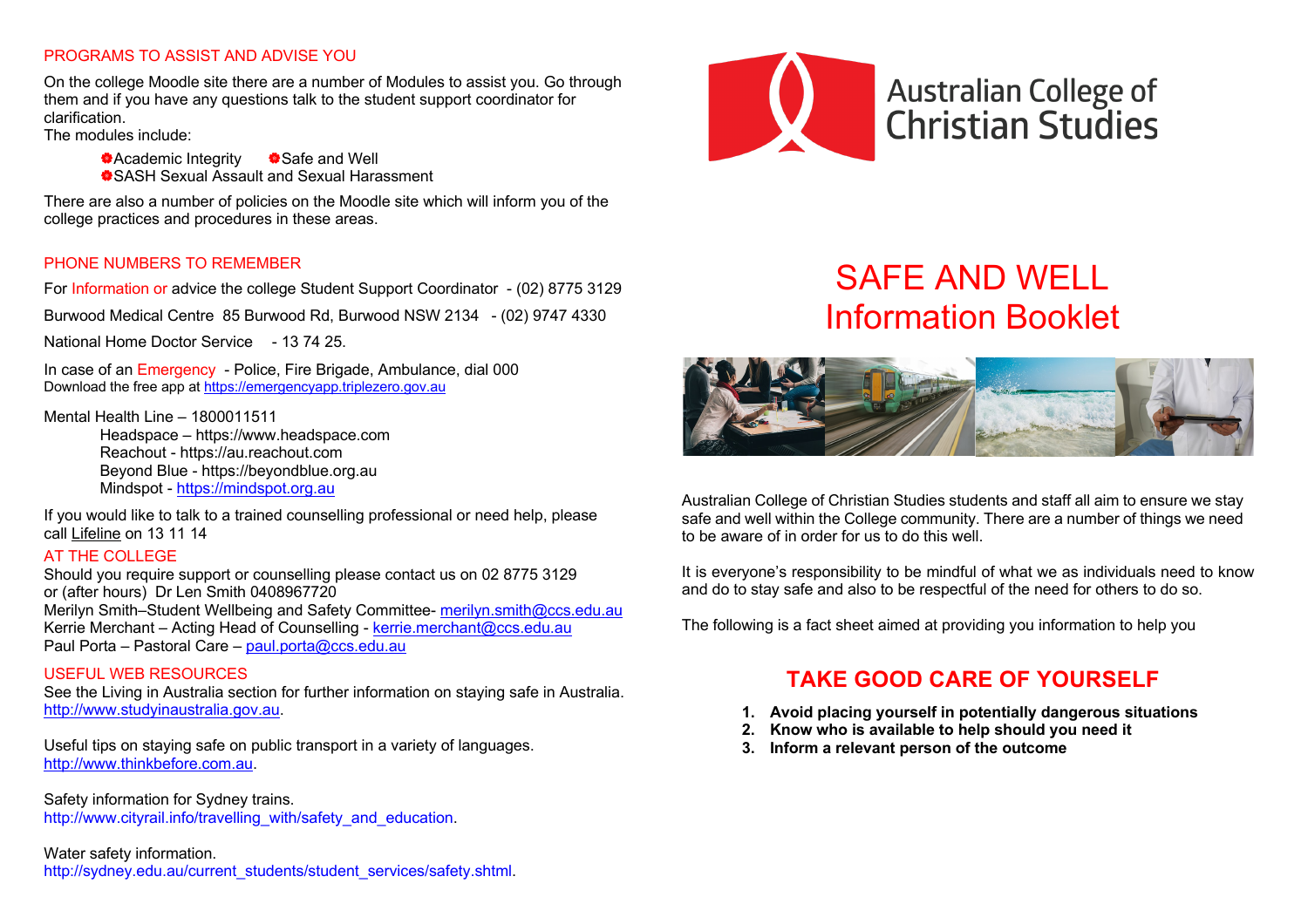## PROGRAMS TO ASSIST AND ADVISE YOU

On the college Moodle site there are a number of Modules to assist you. Go through them and if you have any questions talk to the student support coordinator for clarification.
The modules include:

- Academic Integrity
- Safe and Well
- SASH Sexual Assault and Sexual Harassment

There are also a number of policies on the Moodle site which will inform you of the college practices and procedures in these areas.

## PHONE NUMBERS TO REMEMBER

For Information or advice the college Student Support Coordinator - (02) 8775 3129

Burwood Medical Centre 85 Burwood Rd, Burwood NSW 2134 - (02) 9747 4330

National Home Doctor Service - 13 74 25.

In case of an Emergency - Police, Fire Brigade, Ambulance, dial 000
Download the free app at https://emergencyapp.triplezero.gov.au

Mental Health Line – 1800011511
- Headspace – https://www.headspace.com
- Reachout - https://au.reachout.com
- Beyond Blue - https://beyondblue.org.au
- Mindspot - https://mindspot.org.au

If you would like to talk to a trained counselling professional or need help, please call Lifeline on 13 11 14

## AT THE COLLEGE

Should you require support or counselling please contact us on 02 8775 3129
or (after hours) Dr Len Smith 0408967720
Merilyn Smith–Student Wellbeing and Safety Committee- merilyn.smith@ccs.edu.au
Kerrie Merchant – Acting Head of Counselling - kerrie.merchant@ccs.edu.au
Paul Porta – Pastoral Care – paul.porta@ccs.edu.au

## USEFUL WEB RESOURCES

See the Living in Australia section for further information on staying safe in Australia.
http://www.studyinaustralia.gov.au.

Useful tips on staying safe on public transport in a variety of languages.
http://www.thinkbefore.com.au.

Safety information for Sydney trains.
http://www.cityrail.info/travelling_with/safety_and_education.

Water safety information.
http://sydney.edu.au/current_students/student_services/safety.shtml.

Australian College of Christian Studies

# SAFE AND WELL
# Information Booklet

Australian College of Christian Studies students and staff all aim to ensure we stay safe and well within the College community. There are a number of things we need to be aware of in order for us to do this well.

It is everyone's responsibility to be mindful of what we as individuals need to know and do to stay safe and also to be respectful of the need for others to do so.

The following is a fact sheet aimed at providing you information to help you

## TAKE GOOD CARE OF YOURSELF

1. **Avoid placing yourself in potentially dangerous situations**
2. **Know who is available to help should you need it**
3. **Inform a relevant person of the outcome**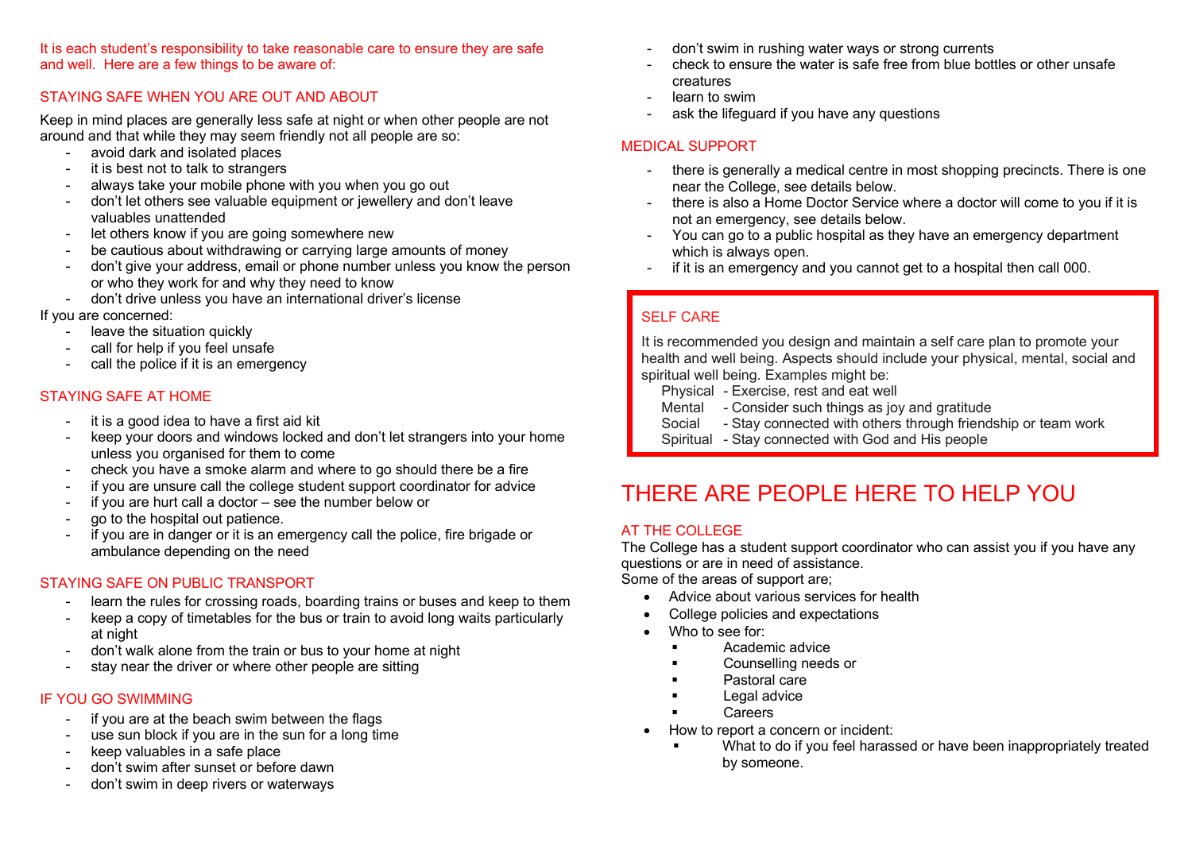It is each student's responsibility to take reasonable care to ensure they are safe and well. Here are a few things to be aware of:

## STAYING SAFE WHEN YOU ARE OUT AND ABOUT

Keep in mind places are generally less safe at night or when other people are not around and that while they may seem friendly not all people are so:

- avoid dark and isolated places
- it is best not to talk to strangers
- always take your mobile phone with you when you go out
- don't let others see valuable equipment or jewellery and don't leave valuables unattended
- let others know if you are going somewhere new
- be cautious about withdrawing or carrying large amounts of money
- don't give your address, email or phone number unless you know the person or who they work for and why they need to know
- don't drive unless you have an international driver's license

If you are concerned:

- leave the situation quickly
- call for help if you feel unsafe
- call the police if it is an emergency

## STAYING SAFE AT HOME

- it is a good idea to have a first aid kit
- keep your doors and windows locked and don't let strangers into your home unless you organised for them to come
- check you have a smoke alarm and where to go should there be a fire
- if you are unsure call the college student support coordinator for advice
- if you are hurt call a doctor – see the number below or
- go to the hospital out patience.
- if you are in danger or it is an emergency call the police, fire brigade or ambulance depending on the need

## STAYING SAFE ON PUBLIC TRANSPORT

- learn the rules for crossing roads, boarding trains or buses and keep to them
- keep a copy of timetables for the bus or train to avoid long waits particularly at night
- don't walk alone from the train or bus to your home at night
- stay near the driver or where other people are sitting

## IF YOU GO SWIMMING

- if you are at the beach swim between the flags
- use sun block if you are in the sun for a long time
- keep valuables in a safe place
- don't swim after sunset or before dawn
- don't swim in deep rivers or waterways
- don't swim in rushing water ways or strong currents
- check to ensure the water is safe free from blue bottles or other unsafe creatures
- learn to swim
- ask the lifeguard if you have any questions

## MEDICAL SUPPORT

- there is generally a medical centre in most shopping precincts. There is one near the College, see details below.
- there is also a Home Doctor Service where a doctor will come to you if it is not an emergency, see details below.
- You can go to a public hospital as they have an emergency department which is always open.
- if it is an emergency and you cannot get to a hospital then call 000.

## SELF CARE

It is recommended you design and maintain a self care plan to promote your health and well being. Aspects should include your physical, mental, social and spiritual well being. Examples might be:

Physical - Exercise, rest and eat well
Mental - Consider such things as joy and gratitude
Social - Stay connected with others through friendship or team work
Spiritual - Stay connected with God and His people

# THERE ARE PEOPLE HERE TO HELP YOU

## AT THE COLLEGE

The College has a student support coordinator who can assist you if you have any questions or are in need of assistance.
Some of the areas of support are;

- Advice about various services for health
- College policies and expectations
- Who to see for:
  - Academic advice
  - Counselling needs or
  - Pastoral care
  - Legal advice
  - Careers
- How to report a concern or incident:
  - What to do if you feel harassed or have been inappropriately treated by someone.